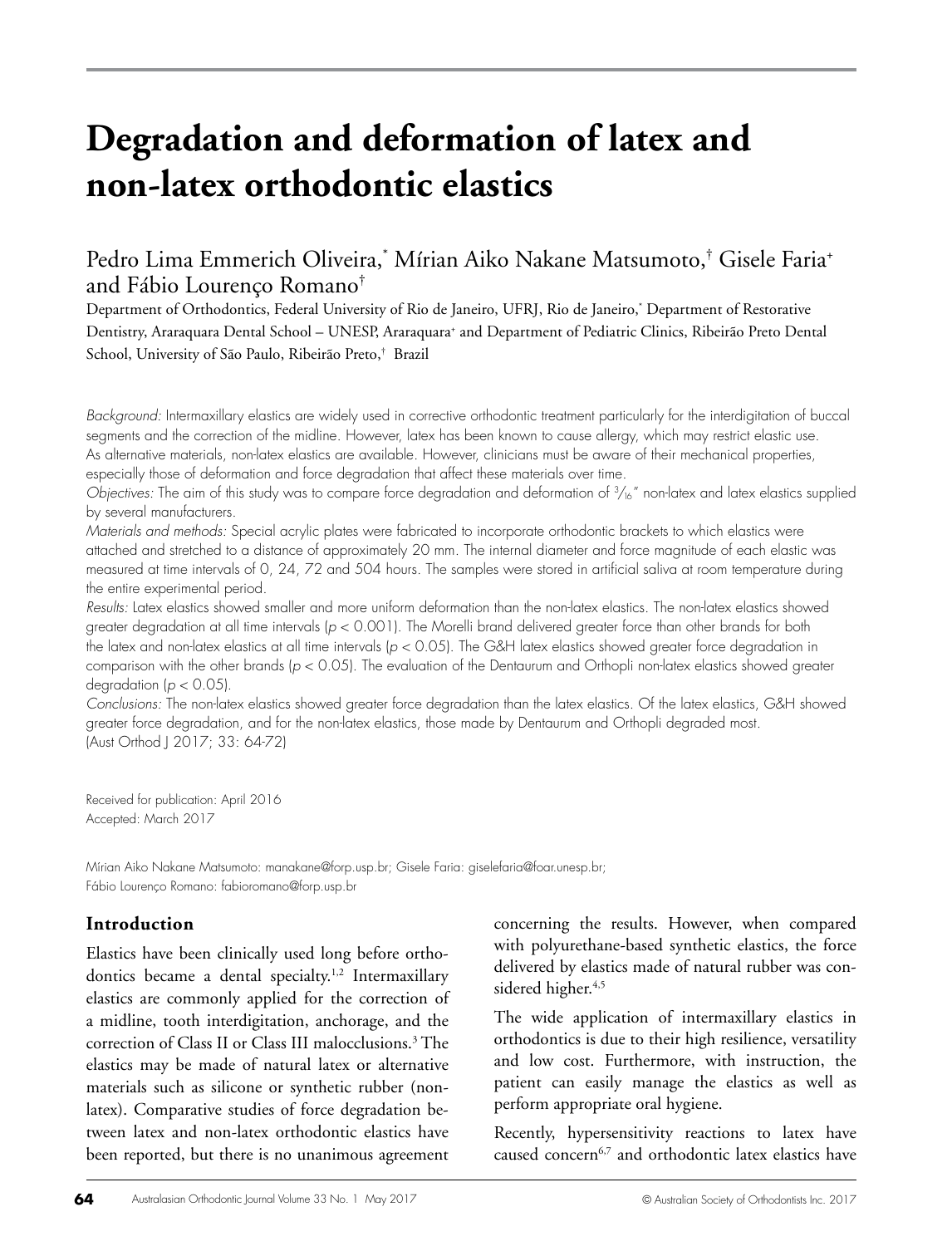# Degradation and deformation of latex and non-latex orthodontic elastics

Pedro Lima Emmerich Oliveira,[*] Mírian Aiko Nakane Matsumoto,[†] Gisele Faria[+] and Fábio Lourenço Romano[†]

Department of Orthodontics, Federal University of Rio de Janeiro, UFRJ, Rio de Janeiro,[*] Department of Restorative Dentistry, Araraquara Dental School – UNESP, Araraquara[+] and Department of Pediatric Clinics, Ribeirão Preto Dental School, University of São Paulo, Ribeirão Preto,[†] Brazil

*Background:* Intermaxillary elastics are widely used in corrective orthodontic treatment particularly for the interdigitation of buccal segments and the correction of the midline. However, latex has been known to cause allergy, which may restrict elastic use. As alternative materials, non-latex elastics are available. However, clinicians must be aware of their mechanical properties, especially those of deformation and force degradation that affect these materials over time.

*Objectives:* The aim of this study was to compare force degradation and deformation of $^{3}/_{16}$" non-latex and latex elastics supplied by several manufacturers.

*Materials and methods:* Special acrylic plates were fabricated to incorporate orthodontic brackets to which elastics were attached and stretched to a distance of approximately 20 mm. The internal diameter and force magnitude of each elastic was measured at time intervals of 0, 24, 72 and 504 hours. The samples were stored in artificial saliva at room temperature during the entire experimental period.

*Results:* Latex elastics showed smaller and more uniform deformation than the non-latex elastics. The non-latex elastics showed greater degradation at all time intervals ($p < 0.001$). The Morelli brand delivered greater force than other brands for both the latex and non-latex elastics at all time intervals ($p < 0.05$). The G&H latex elastics showed greater force degradation in comparison with the other brands ($p < 0.05$). The evaluation of the Dentaurum and Orthopli non-latex elastics showed greater degradation ($p < 0.05$).

*Conclusions:* The non-latex elastics showed greater force degradation than the latex elastics. Of the latex elastics, G&H showed greater force degradation, and for the non-latex elastics, those made by Dentaurum and Orthopli degraded most.

(Aust Orthod J 2017; 33: 64-72)

Received for publication: April 2016
Accepted: March 2017

Mírian Aiko Nakane Matsumoto: manakane@forp.usp.br; Gisele Faria: giselefaria@foar.unesp.br;
Fábio Lourenço Romano: fabioromano@forp.usp.br

## Introduction

Elastics have been clinically used long before orthodontics became a dental specialty.[1,2] Intermaxillary elastics are commonly applied for the correction of a midline, tooth interdigitation, anchorage, and the correction of Class II or Class III malocclusions.[3] The elastics may be made of natural latex or alternative materials such as silicone or synthetic rubber (non-latex). Comparative studies of force degradation between latex and non-latex orthodontic elastics have been reported, but there is no unanimous agreement concerning the results. However, when compared with polyurethane-based synthetic elastics, the force delivered by elastics made of natural rubber was considered higher.[4,5]

The wide application of intermaxillary elastics in orthodontics is due to their high resilience, versatility and low cost. Furthermore, with instruction, the patient can easily manage the elastics as well as perform appropriate oral hygiene.

Recently, hypersensitivity reactions to latex have caused concern[6,7] and orthodontic latex elastics have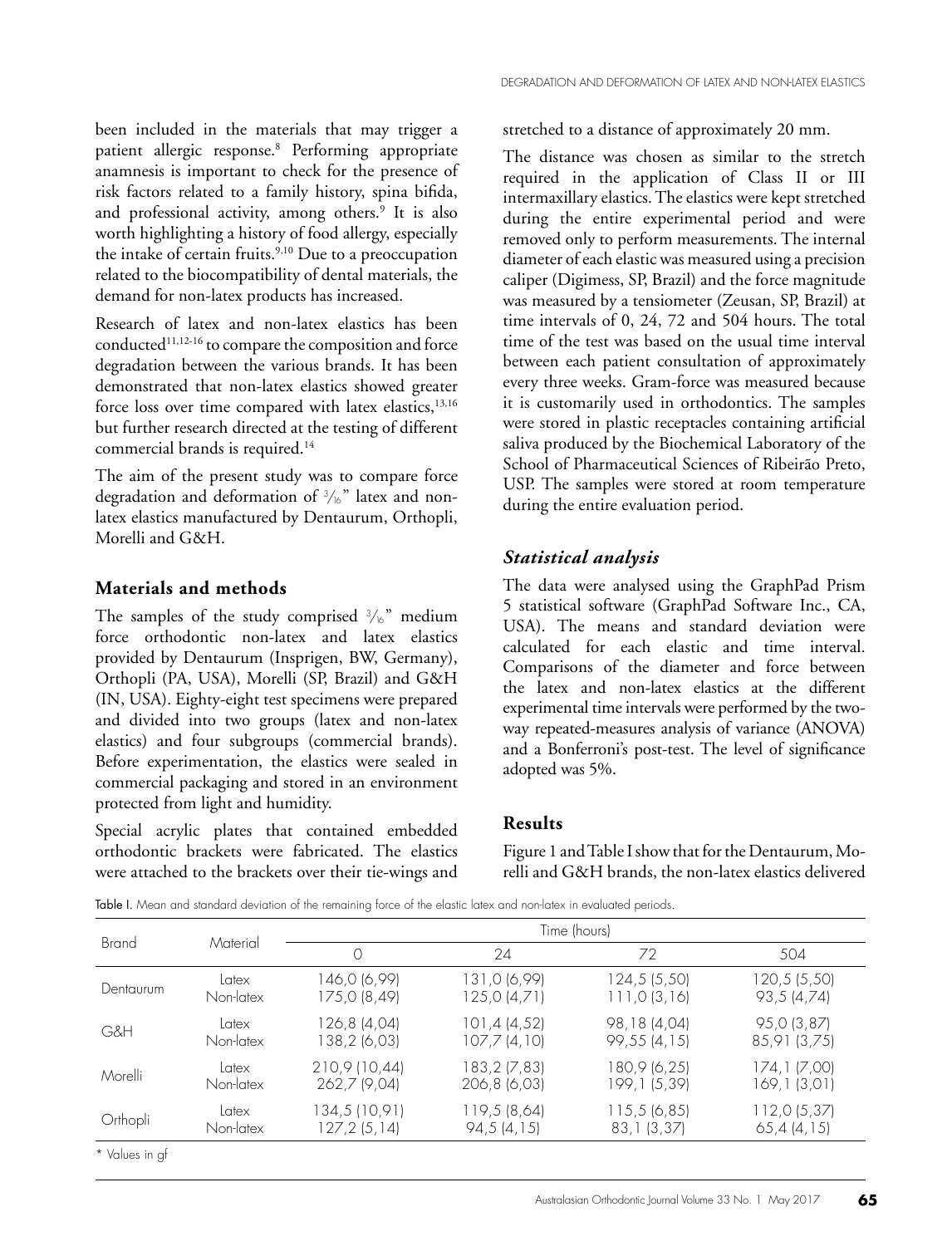been included in the materials that may trigger a patient allergic response.[8] Performing appropriate anamnesis is important to check for the presence of risk factors related to a family history, spina bifida, and professional activity, among others.[9] It is also worth highlighting a history of food allergy, especially the intake of certain fruits.[9,10] Due to a preoccupation related to the biocompatibility of dental materials, the demand for non-latex products has increased.

Research of latex and non-latex elastics has been conducted[11,12-16] to compare the composition and force degradation between the various brands. It has been demonstrated that non-latex elastics showed greater force loss over time compared with latex elastics,[13,16] but further research directed at the testing of different commercial brands is required.[14]

The aim of the present study was to compare force degradation and deformation of 3/16" latex and non-latex elastics manufactured by Dentaurum, Orthopli, Morelli and G&H.

## Materials and methods

The samples of the study comprised 3/16" medium force orthodontic non-latex and latex elastics provided by Dentaurum (Insprigen, BW, Germany), Orthopli (PA, USA), Morelli (SP, Brazil) and G&H (IN, USA). Eighty-eight test specimens were prepared and divided into two groups (latex and non-latex elastics) and four subgroups (commercial brands). Before experimentation, the elastics were sealed in commercial packaging and stored in an environment protected from light and humidity.

Special acrylic plates that contained embedded orthodontic brackets were fabricated. The elastics were attached to the brackets over their tie-wings and stretched to a distance of approximately 20 mm.

The distance was chosen as similar to the stretch required in the application of Class II or III intermaxillary elastics. The elastics were kept stretched during the entire experimental period and were removed only to perform measurements. The internal diameter of each elastic was measured using a precision caliper (Digimess, SP, Brazil) and the force magnitude was measured by a tensiometer (Zeusan, SP, Brazil) at time intervals of 0, 24, 72 and 504 hours. The total time of the test was based on the usual time interval between each patient consultation of approximately every three weeks. Gram-force was measured because it is customarily used in orthodontics. The samples were stored in plastic receptacles containing artificial saliva produced by the Biochemical Laboratory of the School of Pharmaceutical Sciences of Ribeirão Preto, USP. The samples were stored at room temperature during the entire evaluation period.

### *Statistical analysis*

The data were analysed using the GraphPad Prism 5 statistical software (GraphPad Software Inc., CA, USA). The means and standard deviation were calculated for each elastic and time interval. Comparisons of the diameter and force between the latex and non-latex elastics at the different experimental time intervals were performed by the two-way repeated-measures analysis of variance (ANOVA) and a Bonferroni's post-test. The level of significance adopted was 5%.

## Results

Figure 1 and Table I show that for the Dentaurum, Morelli and G&H brands, the non-latex elastics delivered

Table I. Mean and standard deviation of the remaining force of the elastic latex and non-latex in evaluated periods.

| Brand | Material | Time (hours) | | | |
|---|---|---|---|---|---|
| | | 0 | 24 | 72 | 504 |
| Dentaurum | Latex | 146,0 (6,99) | 131,0 (6,99) | 124,5 (5,50) | 120,5 (5,50) |
| | Non-latex | 175,0 (8,49) | 125,0 (4,71) | 111,0 (3,16) | 93,5 (4,74) |
| G&H | Latex | 126,8 (4,04) | 101,4 (4,52) | 98,18 (4,04) | 95,0 (3,87) |
| | Non-latex | 138,2 (6,03) | 107,7 (4,10) | 99,55 (4,15) | 85,91 (3,75) |
| Morelli | Latex | 210,9 (10,44) | 183,2 (7,83) | 180,9 (6,25) | 174,1 (7,00) |
| | Non-latex | 262,7 (9,04) | 206,8 (6,03) | 199,1 (5,39) | 169,1 (3,01) |
| Orthopli | Latex | 134,5 (10,91) | 119,5 (8,64) | 115,5 (6,85) | 112,0 (5,37) |
| | Non-latex | 127,2 (5,14) | 94,5 (4,15) | 83,1 (3,37) | 65,4 (4,15) |

\* Values in gf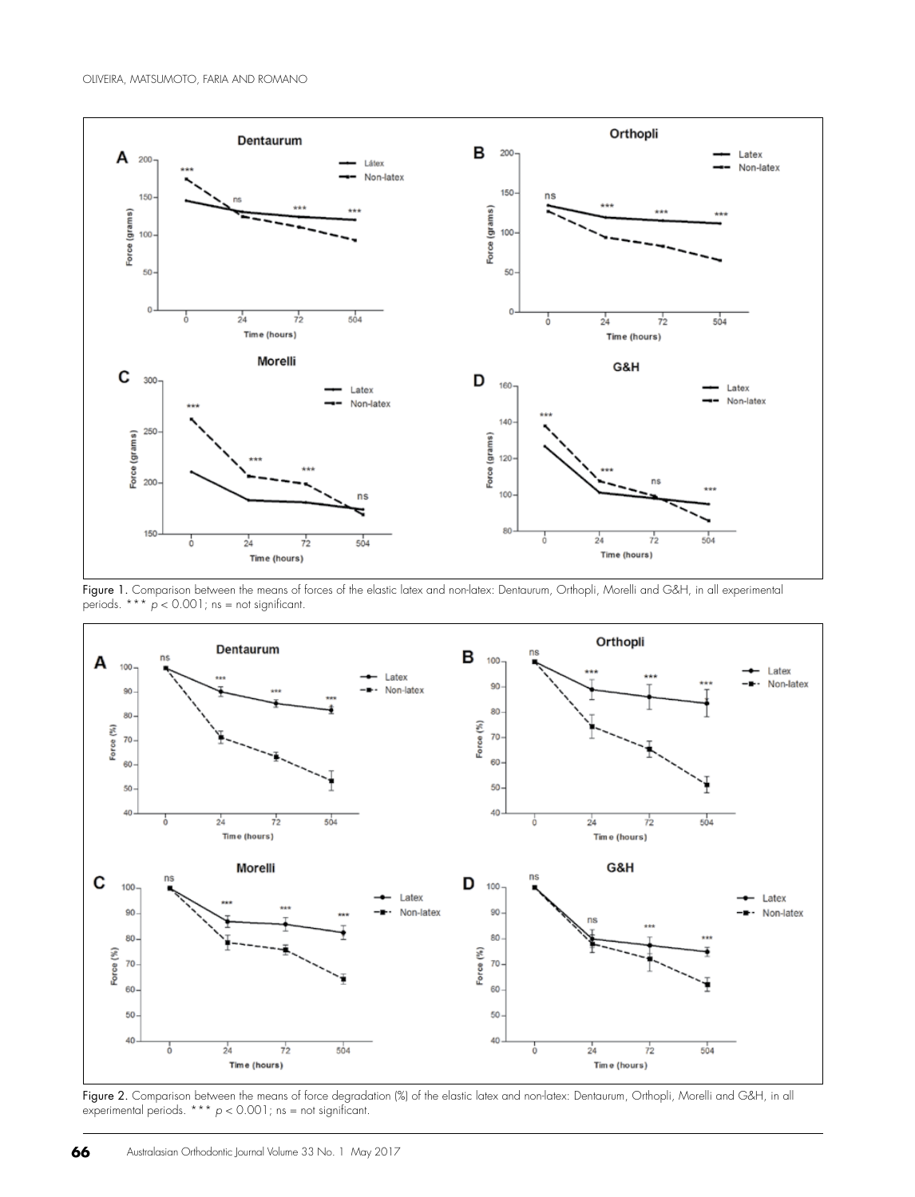Figure 1. Comparison between the means of forces of the elastic latex and non-latex: Dentaurum, Orthopli, Morelli and G&H, in all experimental periods. *** $p < 0.001$; ns = not significant.

Figure 2. Comparison between the means of force degradation (%) of the elastic latex and non-latex: Dentaurum, Orthopli, Morelli and G&H, in all experimental periods. *** $p < 0.001$; ns = not significant.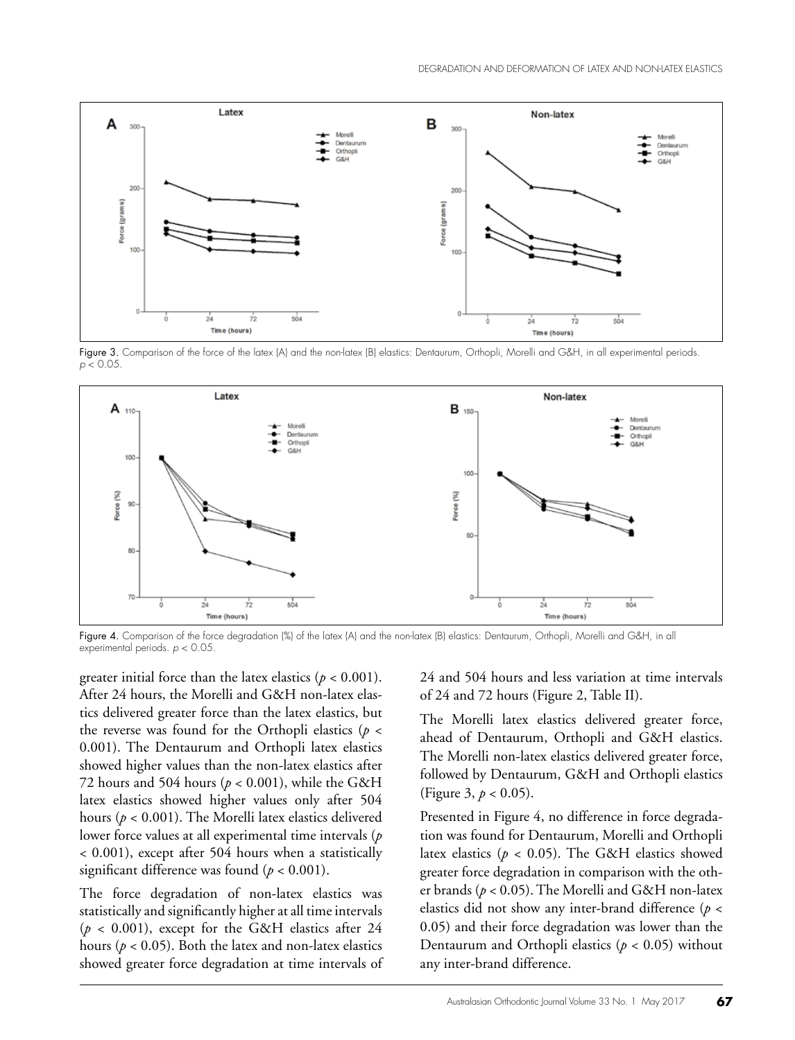Figure 3. Comparison of the force of the latex (A) and the non-latex (B) elastics: Dentaurum, Orthopli, Morelli and G&H, in all experimental periods. $p < 0.05$.

Figure 4. Comparison of the force degradation (%) of the latex (A) and the non-latex (B) elastics: Dentaurum, Orthopli, Morelli and G&H, in all experimental periods. $p < 0.05$.

greater initial force than the latex elastics ($p < 0.001$). After 24 hours, the Morelli and G&H non-latex elastics delivered greater force than the latex elastics, but the reverse was found for the Orthopli elastics ($p < 0.001$). The Dentaurum and Orthopli latex elastics showed higher values than the non-latex elastics after 72 hours and 504 hours ($p < 0.001$), while the G&H latex elastics showed higher values only after 504 hours ($p < 0.001$). The Morelli latex elastics delivered lower force values at all experimental time intervals ($p < 0.001$), except after 504 hours when a statistically significant difference was found ($p < 0.001$).

The force degradation of non-latex elastics was statistically and significantly higher at all time intervals ($p < 0.001$), except for the G&H elastics after 24 hours ($p < 0.05$). Both the latex and non-latex elastics showed greater force degradation at time intervals of 24 and 504 hours and less variation at time intervals of 24 and 72 hours (Figure 2, Table II).

The Morelli latex elastics delivered greater force, ahead of Dentaurum, Orthopli and G&H elastics. The Morelli non-latex elastics delivered greater force, followed by Dentaurum, G&H and Orthopli elastics (Figure 3, $p < 0.05$).

Presented in Figure 4, no difference in force degradation was found for Dentaurum, Morelli and Orthopli latex elastics ($p < 0.05$). The G&H elastics showed greater force degradation in comparison with the other brands ($p < 0.05$). The Morelli and G&H non-latex elastics did not show any inter-brand difference ($p < 0.05$) and their force degradation was lower than the Dentaurum and Orthopli elastics ($p < 0.05$) without any inter-brand difference.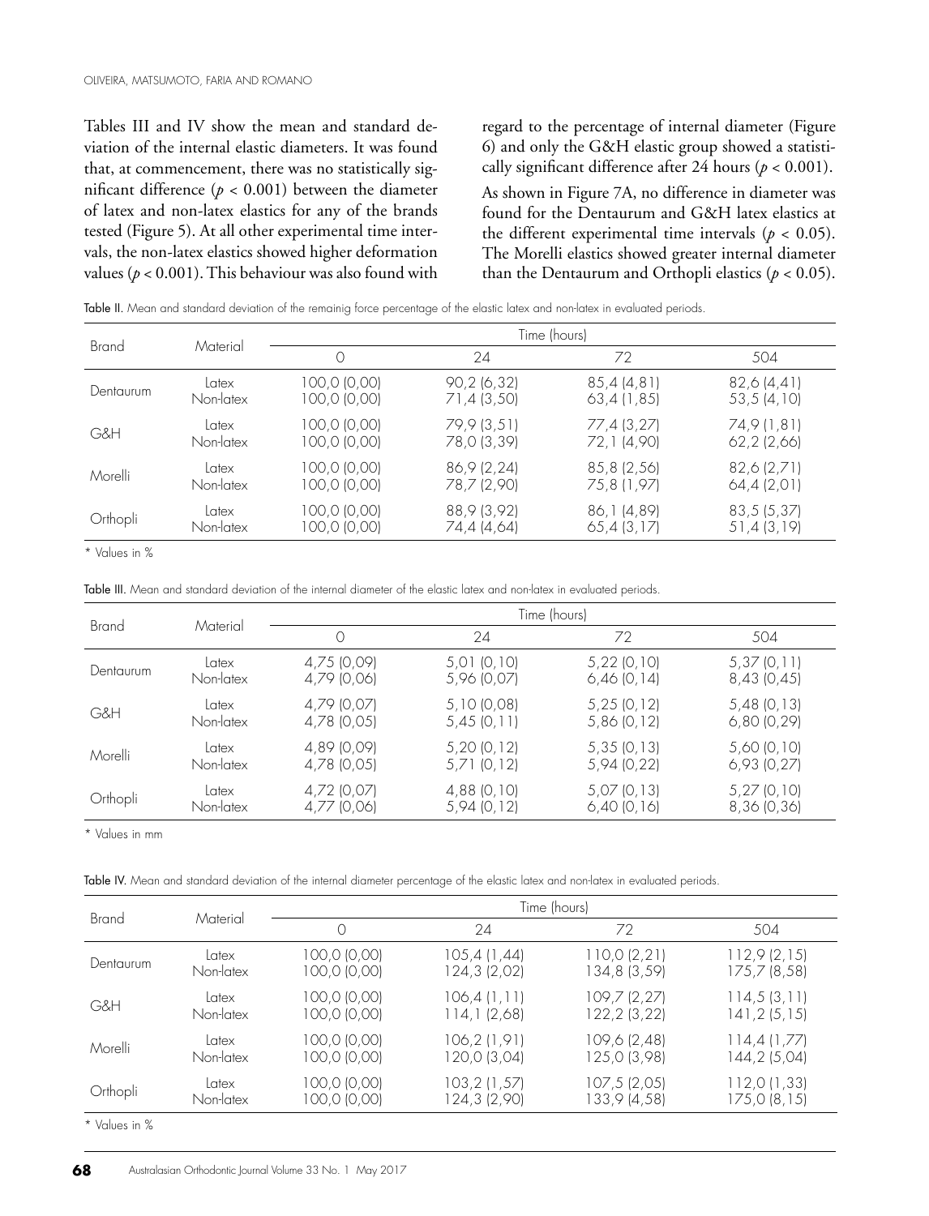Tables III and IV show the mean and standard deviation of the internal elastic diameters. It was found that, at commencement, there was no statistically significant difference ($p < 0.001$) between the diameter of latex and non-latex elastics for any of the brands tested (Figure 5). At all other experimental time intervals, the non-latex elastics showed higher deformation values ($p < 0.001$). This behaviour was also found with regard to the percentage of internal diameter (Figure 6) and only the G&H elastic group showed a statistically significant difference after 24 hours ($p < 0.001$).

As shown in Figure 7A, no difference in diameter was found for the Dentaurum and G&H latex elastics at the different experimental time intervals ($p < 0.05$). The Morelli elastics showed greater internal diameter than the Dentaurum and Orthopli elastics ($p < 0.05$).

**Table II.** Mean and standard deviation of the remainig force percentage of the elastic latex and non-latex in evaluated periods.

| Brand | Material | Time (hours) | | | |
|---|---|---|---|---|---|
| | | 0 | 24 | 72 | 504 |
| Dentaurum | Latex | 100,0 (0,00) | 90,2 (6,32) | 85,4 (4,81) | 82,6 (4,41) |
| | Non-latex | 100,0 (0,00) | 71,4 (3,50) | 63,4 (1,85) | 53,5 (4,10) |
| G&H | Latex | 100,0 (0,00) | 79,9 (3,51) | 77,4 (3,27) | 74,9 (1,81) |
| | Non-latex | 100,0 (0,00) | 78,0 (3,39) | 72,1 (4,90) | 62,2 (2,66) |
| Morelli | Latex | 100,0 (0,00) | 86,9 (2,24) | 85,8 (2,56) | 82,6 (2,71) |
| | Non-latex | 100,0 (0,00) | 78,7 (2,90) | 75,8 (1,97) | 64,4 (2,01) |
| Orthopli | Latex | 100,0 (0,00) | 88,9 (3,92) | 86,1 (4,89) | 83,5 (5,37) |
| | Non-latex | 100,0 (0,00) | 74,4 (4,64) | 65,4 (3,17) | 51,4 (3,19) |

\* Values in %

**Table III.** Mean and standard deviation of the internal diameter of the elastic latex and non-latex in evaluated periods.

| Brand | Material | Time (hours) | | | |
|---|---|---|---|---|---|
| | | 0 | 24 | 72 | 504 |
| Dentaurum | Latex | 4,75 (0,09) | 5,01 (0,10) | 5,22 (0,10) | 5,37 (0,11) |
| | Non-latex | 4,79 (0,06) | 5,96 (0,07) | 6,46 (0,14) | 8,43 (0,45) |
| G&H | Latex | 4,79 (0,07) | 5,10 (0,08) | 5,25 (0,12) | 5,48 (0,13) |
| | Non-latex | 4,78 (0,05) | 5,45 (0,11) | 5,86 (0,12) | 6,80 (0,29) |
| Morelli | Latex | 4,89 (0,09) | 5,20 (0,12) | 5,35 (0,13) | 5,60 (0,10) |
| | Non-latex | 4,78 (0,05) | 5,71 (0,12) | 5,94 (0,22) | 6,93 (0,27) |
| Orthopli | Latex | 4,72 (0,07) | 4,88 (0,10) | 5,07 (0,13) | 5,27 (0,10) |
| | Non-latex | 4,77 (0,06) | 5,94 (0,12) | 6,40 (0,16) | 8,36 (0,36) |

\* Values in mm

**Table IV.** Mean and standard deviation of the internal diameter percentage of the elastic latex and non-latex in evaluated periods.

| Brand | Material | Time (hours) | | | |
|---|---|---|---|---|---|
| | | 0 | 24 | 72 | 504 |
| Dentaurum | Latex | 100,0 (0,00) | 105,4 (1,44) | 110,0 (2,21) | 112,9 (2,15) |
| | Non-latex | 100,0 (0,00) | 124,3 (2,02) | 134,8 (3,59) | 175,7 (8,58) |
| G&H | Latex | 100,0 (0,00) | 106,4 (1,11) | 109,7 (2,27) | 114,5 (3,11) |
| | Non-latex | 100,0 (0,00) | 114,1 (2,68) | 122,2 (3,22) | 141,2 (5,15) |
| Morelli | Latex | 100,0 (0,00) | 106,2 (1,91) | 109,6 (2,48) | 114,4 (1,77) |
| | Non-latex | 100,0 (0,00) | 120,0 (3,04) | 125,0 (3,98) | 144,2 (5,04) |
| Orthopli | Latex | 100,0 (0,00) | 103,2 (1,57) | 107,5 (2,05) | 112,0 (1,33) |
| | Non-latex | 100,0 (0,00) | 124,3 (2,90) | 133,9 (4,58) | 175,0 (8,15) |

\* Values in %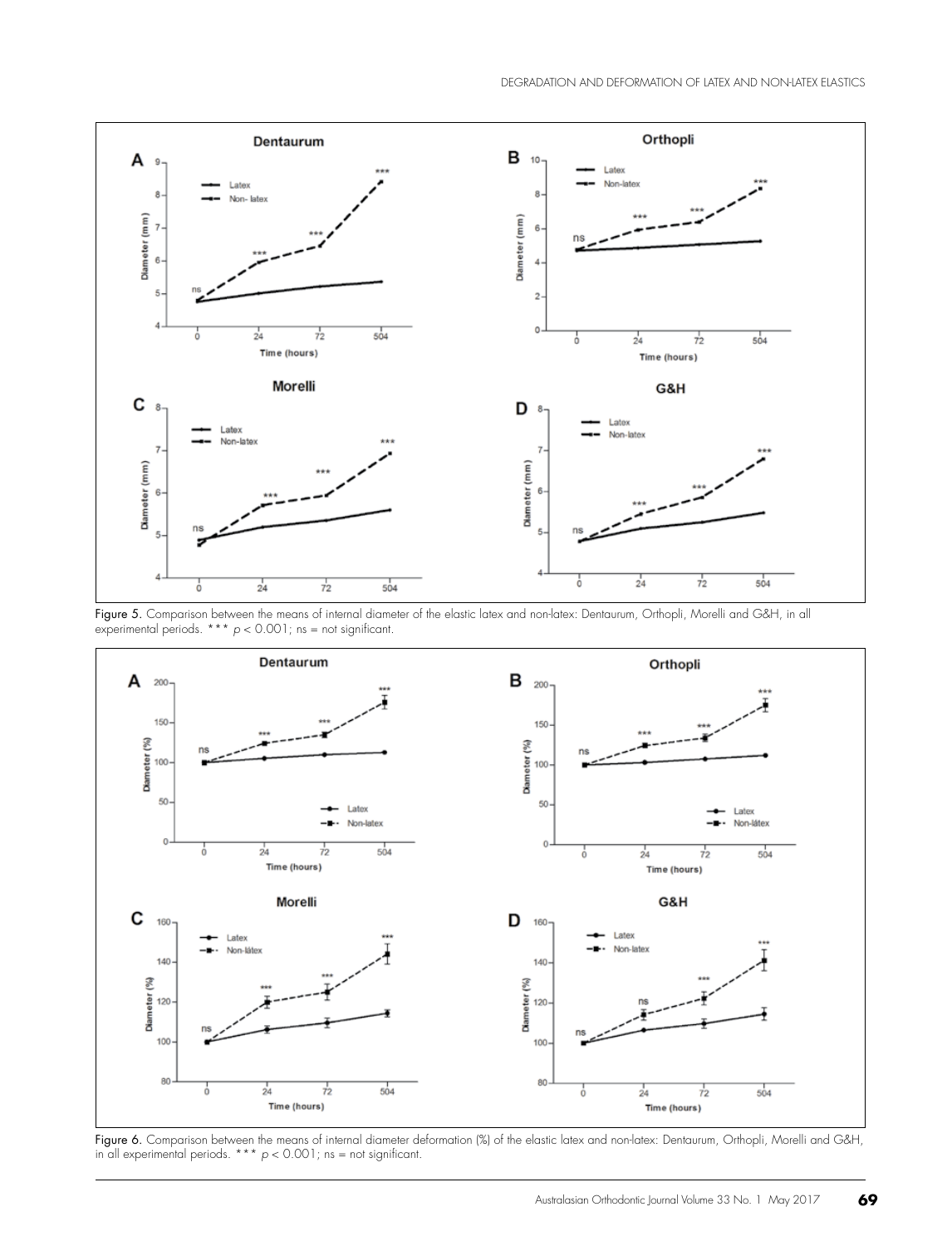Figure 5. Comparison between the means of internal diameter of the elastic latex and non-latex: Dentaurum, Orthopli, Morelli and G&H, in all experimental periods. *** $p < 0.001$; ns = not significant.

Figure 6. Comparison between the means of internal diameter deformation (%) of the elastic latex and non-latex: Dentaurum, Orthopli, Morelli and G&H, in all experimental periods. *** $p < 0.001$; ns = not significant.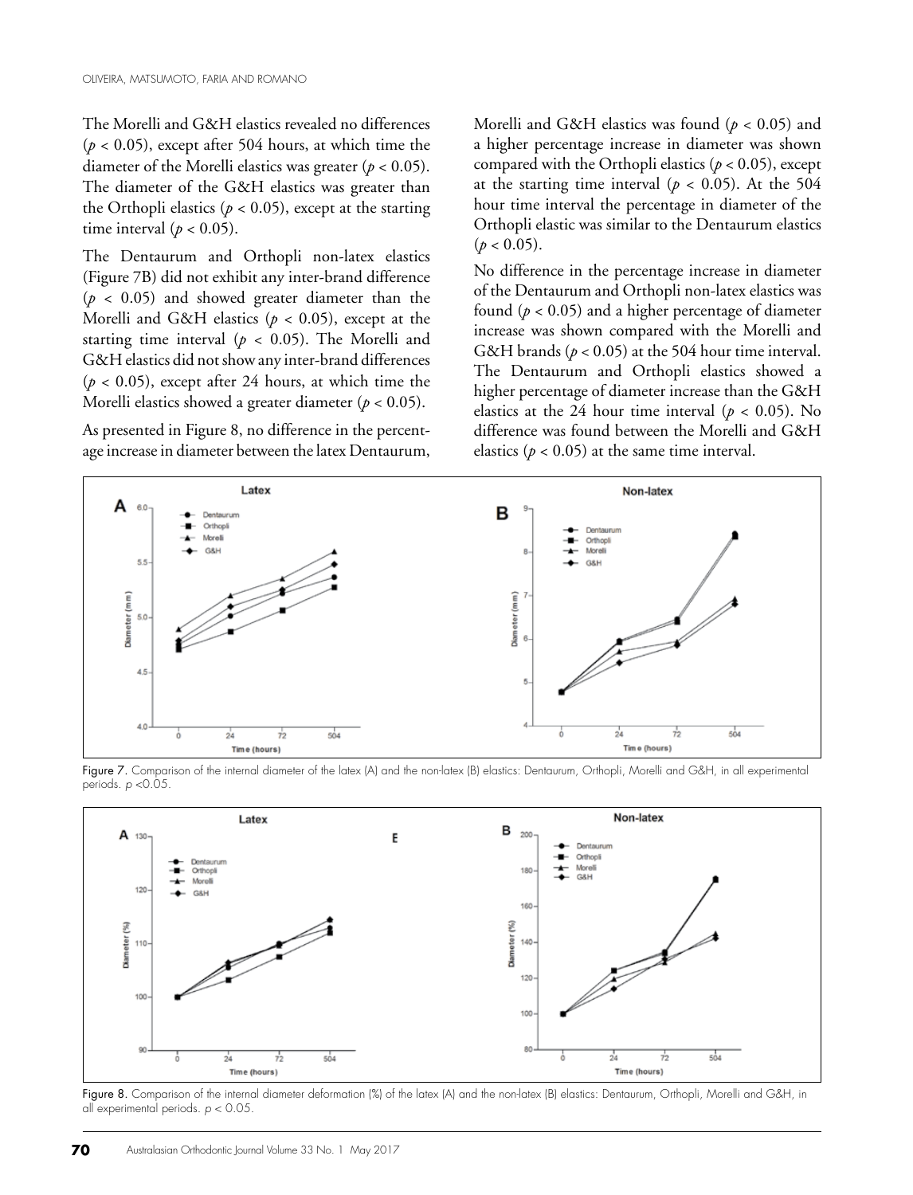The Morelli and G&H elastics revealed no differences ($p < 0.05$), except after 504 hours, at which time the diameter of the Morelli elastics was greater ($p < 0.05$). The diameter of the G&H elastics was greater than the Orthopli elastics ($p < 0.05$), except at the starting time interval ($p < 0.05$).

The Dentaurum and Orthopli non-latex elastics (Figure 7B) did not exhibit any inter-brand difference ($p < 0.05$) and showed greater diameter than the Morelli and G&H elastics ($p < 0.05$), except at the starting time interval ($p < 0.05$). The Morelli and G&H elastics did not show any inter-brand differences ($p < 0.05$), except after 24 hours, at which time the Morelli elastics showed a greater diameter ($p < 0.05$).

As presented in Figure 8, no difference in the percentage increase in diameter between the latex Dentaurum, Morelli and G&H elastics was found ($p < 0.05$) and a higher percentage increase in diameter was shown compared with the Orthopli elastics ($p < 0.05$), except at the starting time interval ($p < 0.05$). At the 504 hour time interval the percentage in diameter of the Orthopli elastic was similar to the Dentaurum elastics ($p < 0.05$).

No difference in the percentage increase in diameter of the Dentaurum and Orthopli non-latex elastics was found ($p < 0.05$) and a higher percentage of diameter increase was shown compared with the Morelli and G&H brands ($p < 0.05$) at the 504 hour time interval. The Dentaurum and Orthopli elastics showed a higher percentage of diameter increase than the G&H elastics at the 24 hour time interval ($p < 0.05$). No difference was found between the Morelli and G&H elastics ($p < 0.05$) at the same time interval.

Figure 7. Comparison of the internal diameter of the latex (A) and the non-latex (B) elastics: Dentaurum, Orthopli, Morelli and G&H, in all experimental periods. $p < 0.05$.

Figure 8. Comparison of the internal diameter deformation (%) of the latex (A) and the non-latex (B) elastics: Dentaurum, Orthopli, Morelli and G&H, in all experimental periods. $p < 0.05$.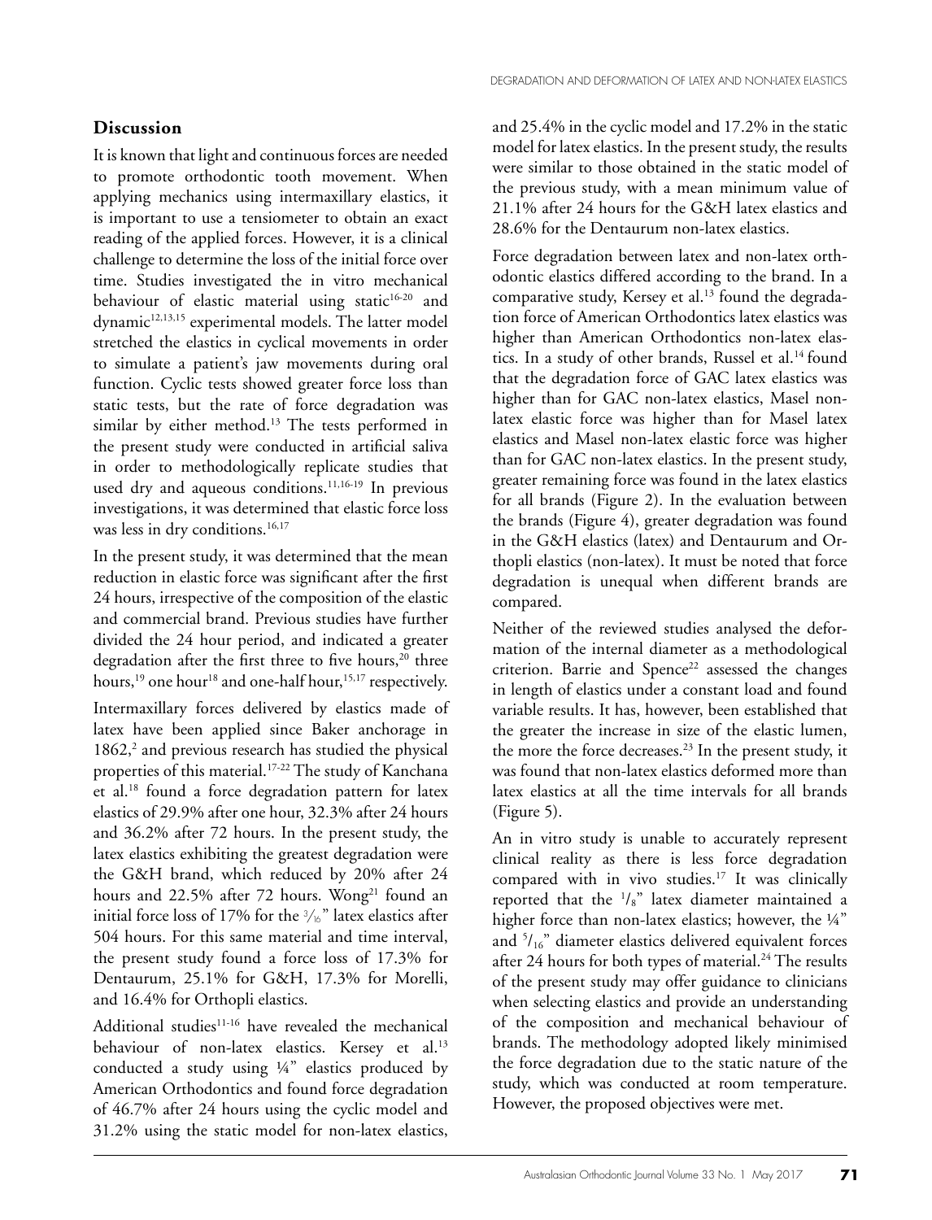## Discussion

It is known that light and continuous forces are needed to promote orthodontic tooth movement. When applying mechanics using intermaxillary elastics, it is important to use a tensiometer to obtain an exact reading of the applied forces. However, it is a clinical challenge to determine the loss of the initial force over time. Studies investigated the in vitro mechanical behaviour of elastic material using static[16-20] and dynamic[12,13,15] experimental models. The latter model stretched the elastics in cyclical movements in order to simulate a patient's jaw movements during oral function. Cyclic tests showed greater force loss than static tests, but the rate of force degradation was similar by either method.[13] The tests performed in the present study were conducted in artificial saliva in order to methodologically replicate studies that used dry and aqueous conditions.[11,16-19] In previous investigations, it was determined that elastic force loss was less in dry conditions.[16,17]

In the present study, it was determined that the mean reduction in elastic force was significant after the first 24 hours, irrespective of the composition of the elastic and commercial brand. Previous studies have further divided the 24 hour period, and indicated a greater degradation after the first three to five hours,[20] three hours,[19] one hour[18] and one-half hour,[15,17] respectively.

Intermaxillary forces delivered by elastics made of latex have been applied since Baker anchorage in 1862,[2] and previous research has studied the physical properties of this material.[17-22] The study of Kanchana et al.[18] found a force degradation pattern for latex elastics of 29.9% after one hour, 32.3% after 24 hours and 36.2% after 72 hours. In the present study, the latex elastics exhibiting the greatest degradation were the G&H brand, which reduced by 20% after 24 hours and 22.5% after 72 hours. Wong[21] found an initial force loss of 17% for the $^{3}/_{16}$" latex elastics after 504 hours. For this same material and time interval, the present study found a force loss of 17.3% for Dentaurum, 25.1% for G&H, 17.3% for Morelli, and 16.4% for Orthopli elastics.

Additional studies[11-16] have revealed the mechanical behaviour of non-latex elastics. Kersey et al.[13] conducted a study using ¼" elastics produced by American Orthodontics and found force degradation of 46.7% after 24 hours using the cyclic model and 31.2% using the static model for non-latex elastics, and 25.4% in the cyclic model and 17.2% in the static model for latex elastics. In the present study, the results were similar to those obtained in the static model of the previous study, with a mean minimum value of 21.1% after 24 hours for the G&H latex elastics and 28.6% for the Dentaurum non-latex elastics.

Force degradation between latex and non-latex orthodontic elastics differed according to the brand. In a comparative study, Kersey et al.[13] found the degradation force of American Orthodontics latex elastics was higher than American Orthodontics non-latex elastics. In a study of other brands, Russel et al.[14] found that the degradation force of GAC latex elastics was higher than for GAC non-latex elastics, Masel non-latex elastic force was higher than for Masel latex elastics and Masel non-latex elastic force was higher than for GAC non-latex elastics. In the present study, greater remaining force was found in the latex elastics for all brands (Figure 2). In the evaluation between the brands (Figure 4), greater degradation was found in the G&H elastics (latex) and Dentaurum and Orthopli elastics (non-latex). It must be noted that force degradation is unequal when different brands are compared.

Neither of the reviewed studies analysed the deformation of the internal diameter as a methodological criterion. Barrie and Spence[22] assessed the changes in length of elastics under a constant load and found variable results. It has, however, been established that the greater the increase in size of the elastic lumen, the more the force decreases.[23] In the present study, it was found that non-latex elastics deformed more than latex elastics at all the time intervals for all brands (Figure 5).

An in vitro study is unable to accurately represent clinical reality as there is less force degradation compared with in vivo studies.[17] It was clinically reported that the $^{1}/_{8}$" latex diameter maintained a higher force than non-latex elastics; however, the ¼" and $^{5}/_{16}$" diameter elastics delivered equivalent forces after 24 hours for both types of material.[24] The results of the present study may offer guidance to clinicians when selecting elastics and provide an understanding of the composition and mechanical behaviour of brands. The methodology adopted likely minimised the force degradation due to the static nature of the study, which was conducted at room temperature. However, the proposed objectives were met.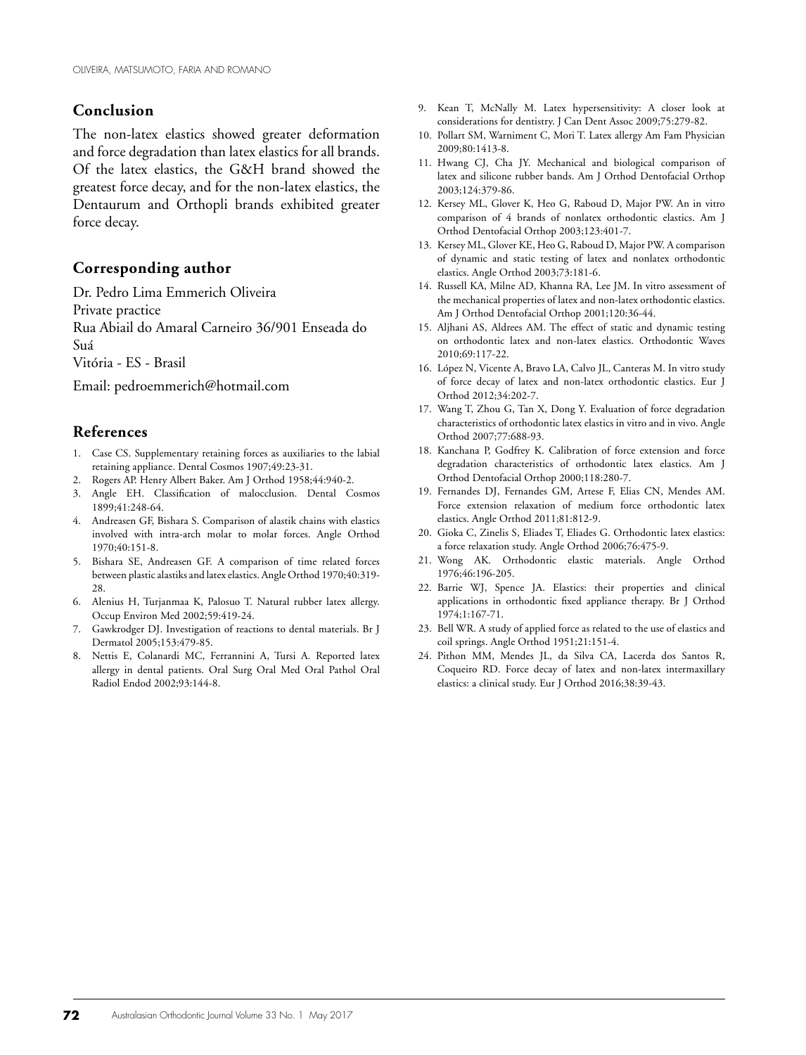## Conclusion

The non-latex elastics showed greater deformation and force degradation than latex elastics for all brands. Of the latex elastics, the G&H brand showed the greatest force decay, and for the non-latex elastics, the Dentaurum and Orthopli brands exhibited greater force decay.

## Corresponding author

Dr. Pedro Lima Emmerich Oliveira
Private practice
Rua Abiail do Amaral Carneiro 36/901 Enseada do Suá
Vitória - ES - Brasil

Email: pedroemmerich@hotmail.com

## References

1. Case CS. Supplementary retaining forces as auxiliaries to the labial retaining appliance. Dental Cosmos 1907;49:23-31.
2. Rogers AP. Henry Albert Baker. Am J Orthod 1958;44:940-2.
3. Angle EH. Classification of malocclusion. Dental Cosmos 1899;41:248-64.
4. Andreasen GF, Bishara S. Comparison of alastik chains with elastics involved with intra-arch molar to molar forces. Angle Orthod 1970;40:151-8.
5. Bishara SE, Andreasen GF. A comparison of time related forces between plastic alastiks and latex elastics. Angle Orthod 1970;40:319-28.
6. Alenius H, Turjanmaa K, Palosuo T. Natural rubber latex allergy. Occup Environ Med 2002;59:419-24.
7. Gawkrodger DJ. Investigation of reactions to dental materials. Br J Dermatol 2005;153:479-85.
8. Nettis E, Colanardi MC, Ferrannini A, Tursi A. Reported latex allergy in dental patients. Oral Surg Oral Med Oral Pathol Oral Radiol Endod 2002;93:144-8.
9. Kean T, McNally M. Latex hypersensitivity: A closer look at considerations for dentistry. J Can Dent Assoc 2009;75:279-82.
10. Pollart SM, Warniment C, Mori T. Latex allergy Am Fam Physician 2009;80:1413-8.
11. Hwang CJ, Cha JY. Mechanical and biological comparison of latex and silicone rubber bands. Am J Orthod Dentofacial Orthop 2003;124:379-86.
12. Kersey ML, Glover K, Heo G, Raboud D, Major PW. An in vitro comparison of 4 brands of nonlatex orthodontic elastics. Am J Orthod Dentofacial Orthop 2003;123:401-7.
13. Kersey ML, Glover KE, Heo G, Raboud D, Major PW. A comparison of dynamic and static testing of latex and nonlatex orthodontic elastics. Angle Orthod 2003;73:181-6.
14. Russell KA, Milne AD, Khanna RA, Lee JM. In vitro assessment of the mechanical properties of latex and non-latex orthodontic elastics. Am J Orthod Dentofacial Orthop 2001;120:36-44.
15. Aljhani AS, Aldrees AM. The effect of static and dynamic testing on orthodontic latex and non-latex elastics. Orthodontic Waves 2010;69:117-22.
16. López N, Vicente A, Bravo LA, Calvo JL, Canteras M. In vitro study of force decay of latex and non-latex orthodontic elastics. Eur J Orthod 2012;34:202-7.
17. Wang T, Zhou G, Tan X, Dong Y. Evaluation of force degradation characteristics of orthodontic latex elastics in vitro and in vivo. Angle Orthod 2007;77:688-93.
18. Kanchana P, Godfrey K. Calibration of force extension and force degradation characteristics of orthodontic latex elastics. Am J Orthod Dentofacial Orthop 2000;118:280-7.
19. Fernandes DJ, Fernandes GM, Artese F, Elias CN, Mendes AM. Force extension relaxation of medium force orthodontic latex elastics. Angle Orthod 2011;81:812-9.
20. Gioka C, Zinelis S, Eliades T, Eliades G. Orthodontic latex elastics: a force relaxation study. Angle Orthod 2006;76:475-9.
21. Wong AK. Orthodontic elastic materials. Angle Orthod 1976;46:196-205.
22. Barrie WJ, Spence JA. Elastics: their properties and clinical applications in orthodontic fixed appliance therapy. Br J Orthod 1974;1:167-71.
23. Bell WR. A study of applied force as related to the use of elastics and coil springs. Angle Orthod 1951;21:151-4.
24. Pithon MM, Mendes JL, da Silva CA, Lacerda dos Santos R, Coqueiro RD. Force decay of latex and non-latex intermaxillary elastics: a clinical study. Eur J Orthod 2016;38:39-43.